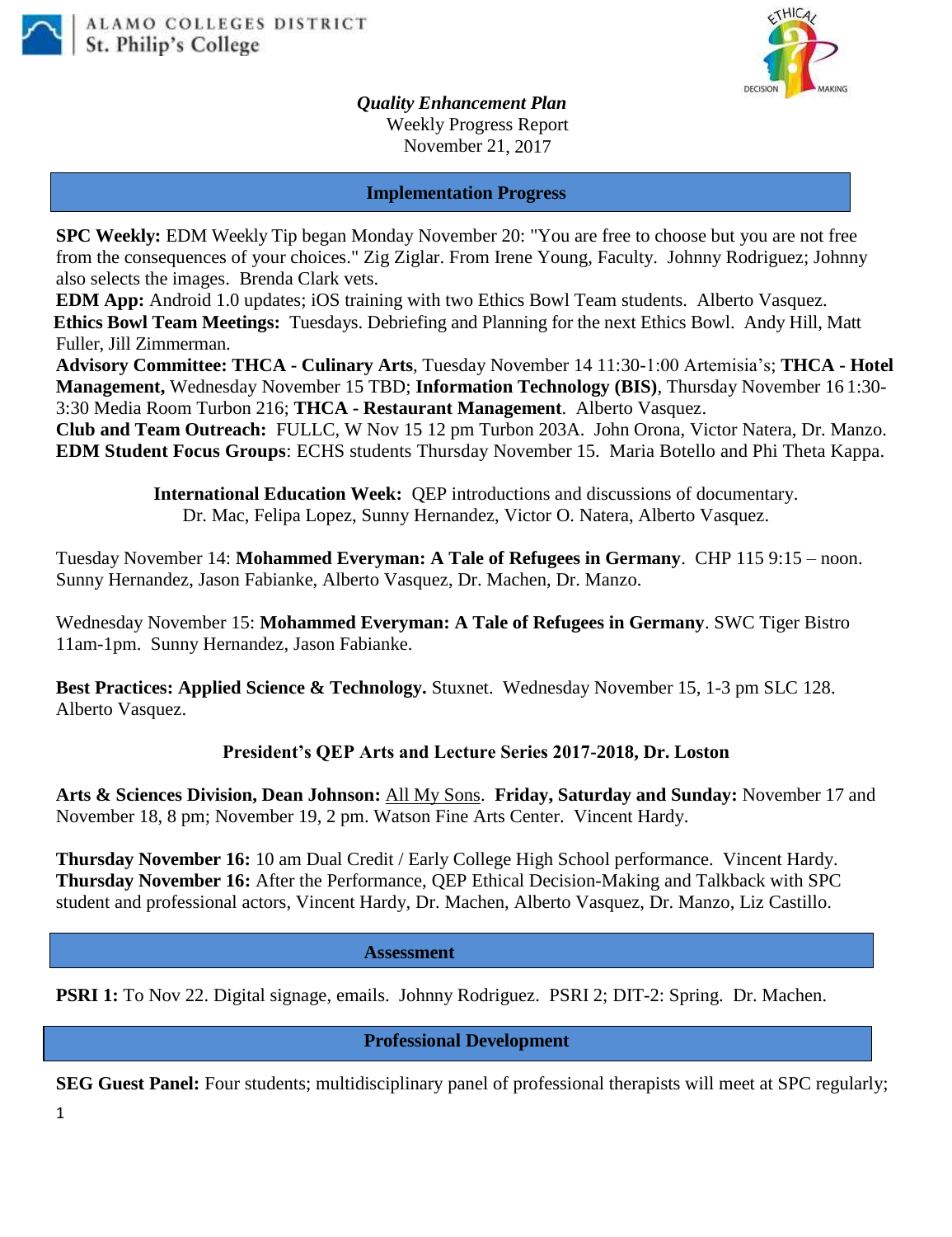ALAMO COLLEGES DISTRICT
St. Philip's College

***Quality Enhancement Plan***
Weekly Progress Report
November 21, 2017

## Implementation Progress

**SPC Weekly:** EDM Weekly Tip began Monday November 20: "You are free to choose but you are not free from the consequences of your choices." Zig Ziglar. From Irene Young, Faculty. Johnny Rodriguez; Johnny also selects the images. Brenda Clark vets.
**EDM App:** Android 1.0 updates; iOS training with two Ethics Bowl Team students. Alberto Vasquez.
**Ethics Bowl Team Meetings:** Tuesdays. Debriefing and Planning for the next Ethics Bowl. Andy Hill, Matt Fuller, Jill Zimmerman.
**Advisory Committee: THCA - Culinary Arts**, Tuesday November 14 11:30-1:00 Artemisia's; **THCA - Hotel Management,** Wednesday November 15 TBD; **Information Technology (BIS)**, Thursday November 16 1:30-3:30 Media Room Turbon 216; **THCA - Restaurant Management**. Alberto Vasquez.
**Club and Team Outreach:** FULLC, W Nov 15 12 pm Turbon 203A. John Orona, Victor Natera, Dr. Manzo.
**EDM Student Focus Groups**: ECHS students Thursday November 15. Maria Botello and Phi Theta Kappa.

**International Education Week:** QEP introductions and discussions of documentary.
Dr. Mac, Felipa Lopez, Sunny Hernandez, Victor O. Natera, Alberto Vasquez.

Tuesday November 14: **Mohammed Everyman: A Tale of Refugees in Germany**. CHP 115 9:15 – noon. Sunny Hernandez, Jason Fabianke, Alberto Vasquez, Dr. Machen, Dr. Manzo.

Wednesday November 15: **Mohammed Everyman: A Tale of Refugees in Germany**. SWC Tiger Bistro 11am-1pm. Sunny Hernandez, Jason Fabianke.

**Best Practices: Applied Science & Technology.** Stuxnet. Wednesday November 15, 1-3 pm SLC 128. Alberto Vasquez.

**President's QEP Arts and Lecture Series 2017-2018, Dr. Loston**

**Arts & Sciences Division, Dean Johnson:** All My Sons. **Friday, Saturday and Sunday:** November 17 and November 18, 8 pm; November 19, 2 pm. Watson Fine Arts Center. Vincent Hardy.

**Thursday November 16:** 10 am Dual Credit / Early College High School performance. Vincent Hardy.
**Thursday November 16:** After the Performance, QEP Ethical Decision-Making and Talkback with SPC student and professional actors, Vincent Hardy, Dr. Machen, Alberto Vasquez, Dr. Manzo, Liz Castillo.

## Assessment

**PSRI 1:** To Nov 22. Digital signage, emails. Johnny Rodriguez. PSRI 2; DIT-2: Spring. Dr. Machen.

## Professional Development

**SEG Guest Panel:** Four students; multidisciplinary panel of professional therapists will meet at SPC regularly;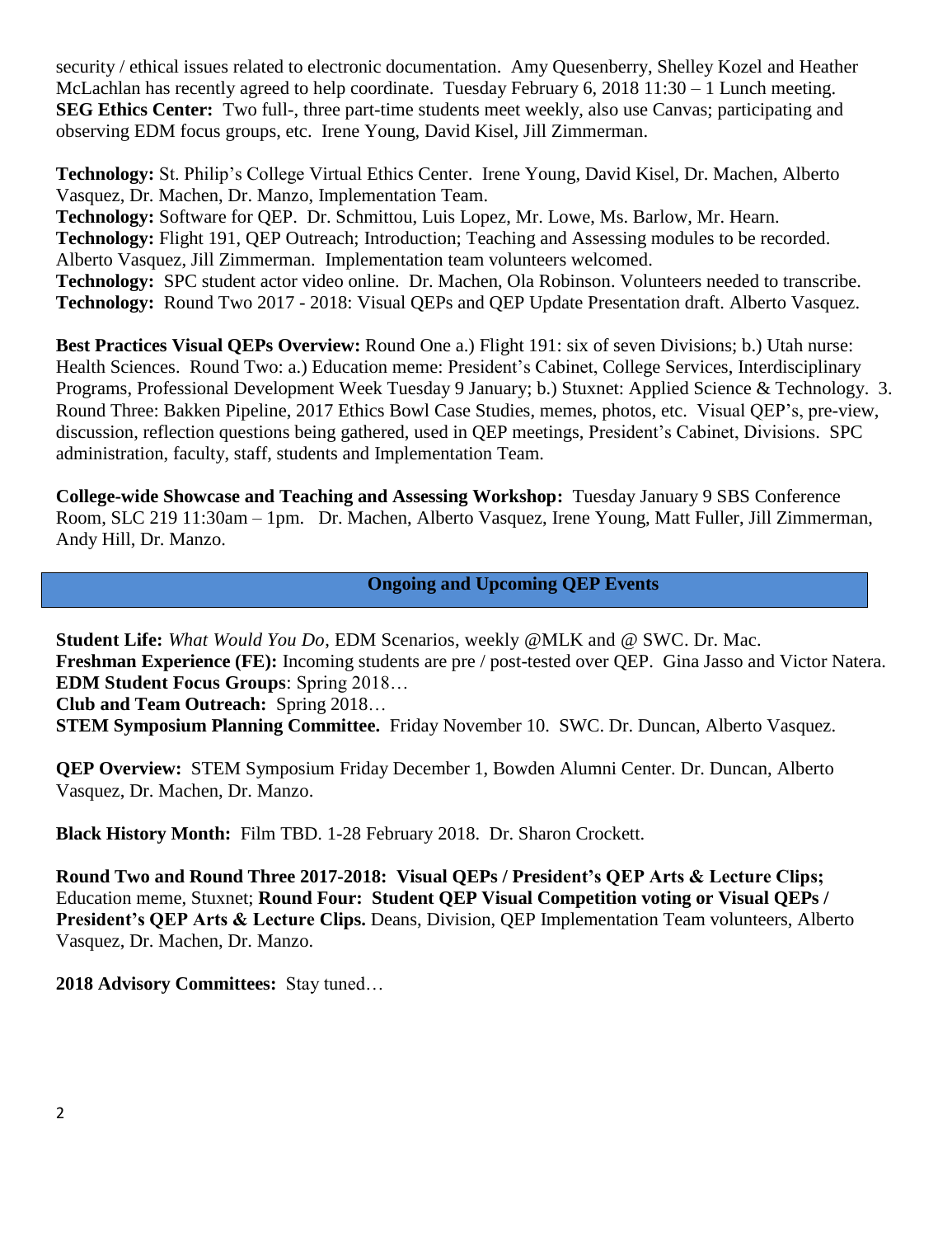security / ethical issues related to electronic documentation. Amy Quesenberry, Shelley Kozel and Heather McLachlan has recently agreed to help coordinate. Tuesday February 6, 2018 11:30 – 1 Lunch meeting.
**SEG Ethics Center:** Two full-, three part-time students meet weekly, also use Canvas; participating and observing EDM focus groups, etc. Irene Young, David Kisel, Jill Zimmerman.

**Technology:** St. Philip's College Virtual Ethics Center. Irene Young, David Kisel, Dr. Machen, Alberto Vasquez, Dr. Machen, Dr. Manzo, Implementation Team.
**Technology:** Software for QEP. Dr. Schmittou, Luis Lopez, Mr. Lowe, Ms. Barlow, Mr. Hearn.
**Technology:** Flight 191, QEP Outreach; Introduction; Teaching and Assessing modules to be recorded. Alberto Vasquez, Jill Zimmerman. Implementation team volunteers welcomed.
**Technology:** SPC student actor video online. Dr. Machen, Ola Robinson. Volunteers needed to transcribe.
**Technology:** Round Two 2017 - 2018: Visual QEPs and QEP Update Presentation draft. Alberto Vasquez.

**Best Practices Visual QEPs Overview:** Round One a.) Flight 191: six of seven Divisions; b.) Utah nurse: Health Sciences. Round Two: a.) Education meme: President's Cabinet, College Services, Interdisciplinary Programs, Professional Development Week Tuesday 9 January; b.) Stuxnet: Applied Science & Technology. 3. Round Three: Bakken Pipeline, 2017 Ethics Bowl Case Studies, memes, photos, etc. Visual QEP's, pre-view, discussion, reflection questions being gathered, used in QEP meetings, President's Cabinet, Divisions. SPC administration, faculty, staff, students and Implementation Team.

**College-wide Showcase and Teaching and Assessing Workshop:** Tuesday January 9 SBS Conference Room, SLC 219 11:30am – 1pm. Dr. Machen, Alberto Vasquez, Irene Young, Matt Fuller, Jill Zimmerman, Andy Hill, Dr. Manzo.

## Ongoing and Upcoming QEP Events

**Student Life:** *What Would You Do*, EDM Scenarios, weekly @MLK and @ SWC. Dr. Mac.
**Freshman Experience (FE):** Incoming students are pre / post-tested over QEP. Gina Jasso and Victor Natera.
**EDM Student Focus Groups**: Spring 2018…
**Club and Team Outreach:** Spring 2018…
**STEM Symposium Planning Committee.** Friday November 10. SWC. Dr. Duncan, Alberto Vasquez.

**QEP Overview:** STEM Symposium Friday December 1, Bowden Alumni Center. Dr. Duncan, Alberto Vasquez, Dr. Machen, Dr. Manzo.

**Black History Month:** Film TBD. 1-28 February 2018. Dr. Sharon Crockett.

**Round Two and Round Three 2017-2018: Visual QEPs / President's QEP Arts & Lecture Clips;** Education meme, Stuxnet; **Round Four: Student QEP Visual Competition voting or Visual QEPs / President's QEP Arts & Lecture Clips.** Deans, Division, QEP Implementation Team volunteers, Alberto Vasquez, Dr. Machen, Dr. Manzo.

**2018 Advisory Committees:** Stay tuned…